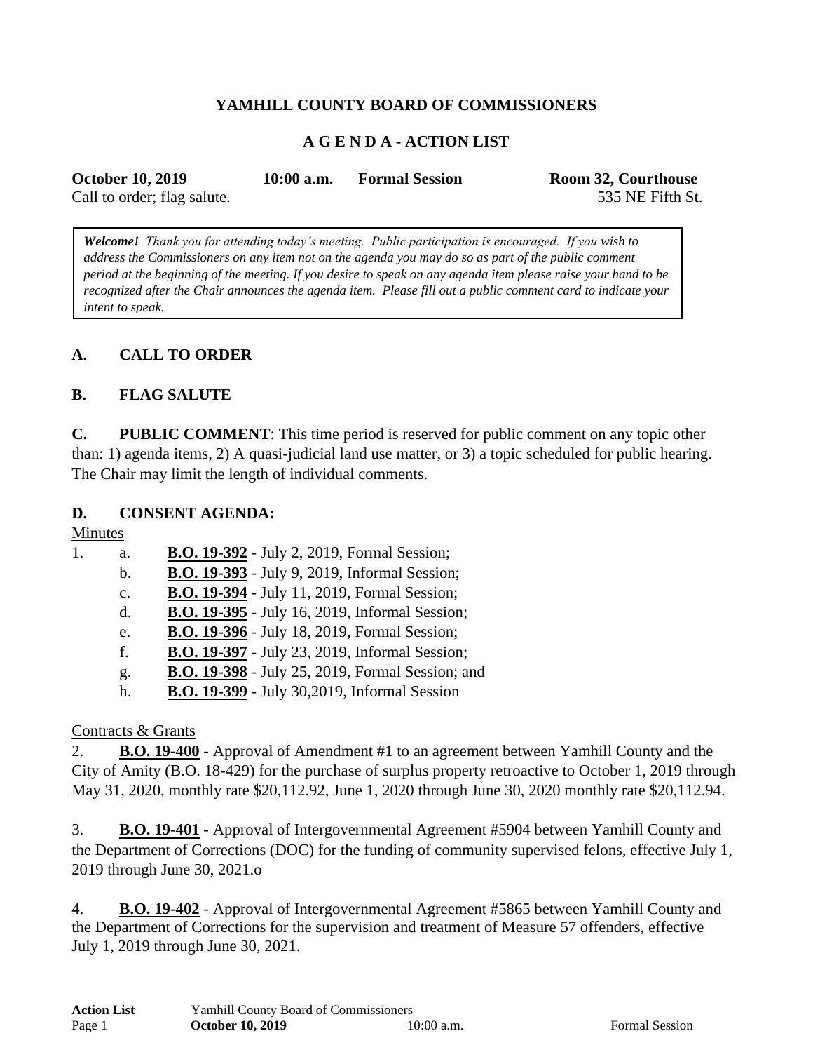**YAMHILL COUNTY BOARD OF COMMISSIONERS**

**A G E N D A - ACTION LIST**

**October 10, 2019** **10:00 a.m.** **Formal Session** **Room 32, Courthouse**
Call to order; flag salute. 535 NE Fifth St.

> ***Welcome!*** *Thank you for attending today's meeting. Public participation is encouraged. If you wish to address the Commissioners on any item not on the agenda you may do so as part of the public comment period at the beginning of the meeting. If you desire to speak on any agenda item please raise your hand to be recognized after the Chair announces the agenda item. Please fill out a public comment card to indicate your intent to speak.*

**A. CALL TO ORDER**

**B. FLAG SALUTE**

**C. PUBLIC COMMENT**: This time period is reserved for public comment on any topic other than: 1) agenda items, 2) A quasi-judicial land use matter, or 3) a topic scheduled for public hearing. The Chair may limit the length of individual comments.

**D. CONSENT AGENDA:**

Minutes

1.
   a. **B.O. 19-392** - July 2, 2019, Formal Session;
   b. **B.O. 19-393** - July 9, 2019, Informal Session;
   c. **B.O. 19-394** - July 11, 2019, Formal Session;
   d. **B.O. 19-395** - July 16, 2019, Informal Session;
   e. **B.O. 19-396** - July 18, 2019, Formal Session;
   f. **B.O. 19-397** - July 23, 2019, Informal Session;
   g. **B.O. 19-398** - July 25, 2019, Formal Session; and
   h. **B.O. 19-399** - July 30,2019, Informal Session

Contracts & Grants

2. **B.O. 19-400** - Approval of Amendment #1 to an agreement between Yamhill County and the City of Amity (B.O. 18-429) for the purchase of surplus property retroactive to October 1, 2019 through May 31, 2020, monthly rate $20,112.92, June 1, 2020 through June 30, 2020 monthly rate $20,112.94.

3. **B.O. 19-401** - Approval of Intergovernmental Agreement #5904 between Yamhill County and the Department of Corrections (DOC) for the funding of community supervised felons, effective July 1, 2019 through June 30, 2021.o

4. **B.O. 19-402** - Approval of Intergovernmental Agreement #5865 between Yamhill County and the Department of Corrections for the supervision and treatment of Measure 57 offenders, effective July 1, 2019 through June 30, 2021.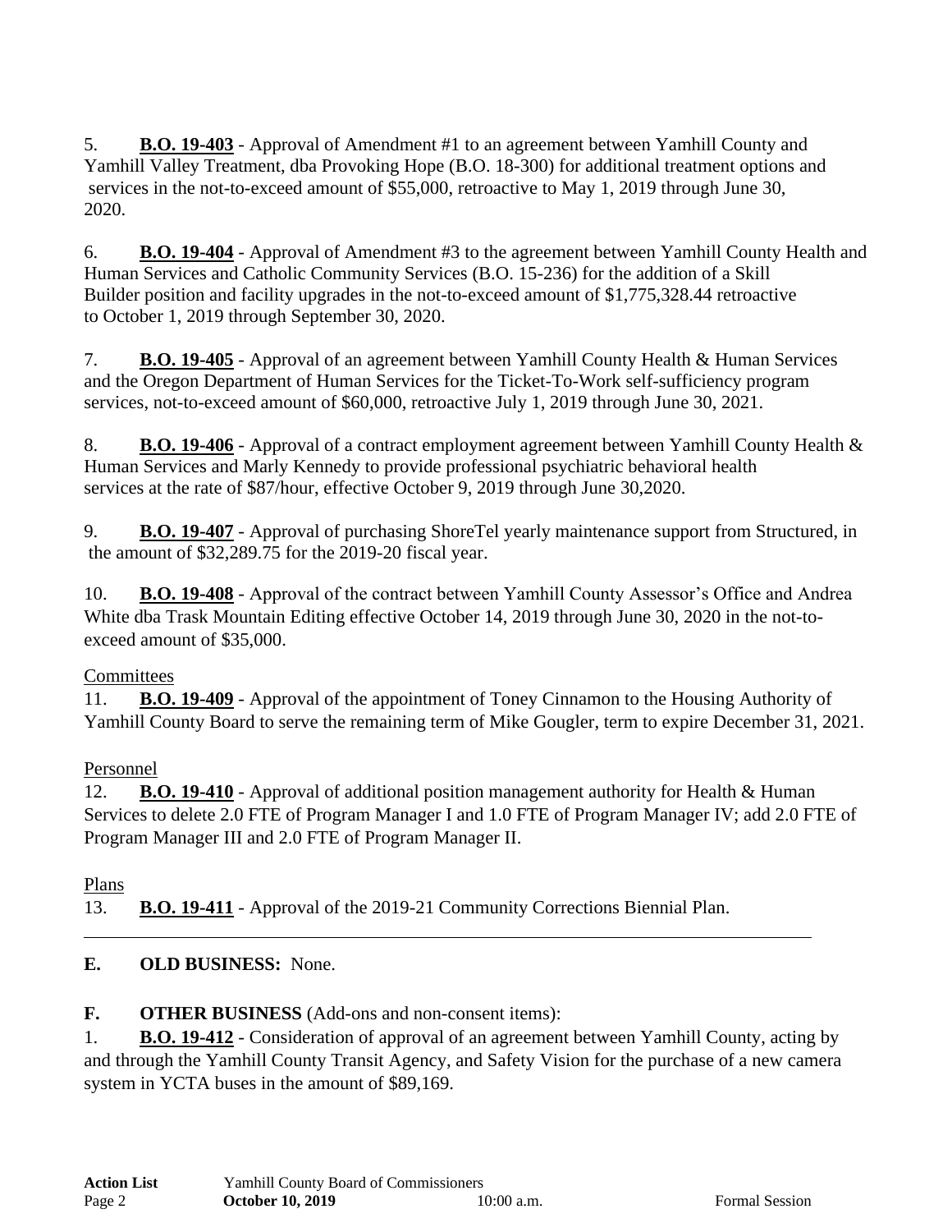5. **B.O. 19-403** - Approval of Amendment #1 to an agreement between Yamhill County and Yamhill Valley Treatment, dba Provoking Hope (B.O. 18-300) for additional treatment options and services in the not-to-exceed amount of $55,000, retroactive to May 1, 2019 through June 30, 2020.

6. **B.O. 19-404** - Approval of Amendment #3 to the agreement between Yamhill County Health and Human Services and Catholic Community Services (B.O. 15-236) for the addition of a Skill Builder position and facility upgrades in the not-to-exceed amount of $1,775,328.44 retroactive to October 1, 2019 through September 30, 2020.

7. **B.O. 19-405** - Approval of an agreement between Yamhill County Health & Human Services and the Oregon Department of Human Services for the Ticket-To-Work self-sufficiency program services, not-to-exceed amount of $60,000, retroactive July 1, 2019 through June 30, 2021.

8. **B.O. 19-406** - Approval of a contract employment agreement between Yamhill County Health & Human Services and Marly Kennedy to provide professional psychiatric behavioral health services at the rate of $87/hour, effective October 9, 2019 through June 30,2020.

9. **B.O. 19-407** - Approval of purchasing ShoreTel yearly maintenance support from Structured, in the amount of $32,289.75 for the 2019-20 fiscal year.

10. **B.O. 19-408** - Approval of the contract between Yamhill County Assessor's Office and Andrea White dba Trask Mountain Editing effective October 14, 2019 through June 30, 2020 in the not-to-exceed amount of $35,000.

Committees

11. **B.O. 19-409** - Approval of the appointment of Toney Cinnamon to the Housing Authority of Yamhill County Board to serve the remaining term of Mike Gougler, term to expire December 31, 2021.

Personnel

12. **B.O. 19-410** - Approval of additional position management authority for Health & Human Services to delete 2.0 FTE of Program Manager I and 1.0 FTE of Program Manager IV; add 2.0 FTE of Program Manager III and 2.0 FTE of Program Manager II.

Plans

13. **B.O. 19-411** - Approval of the 2019-21 Community Corrections Biennial Plan.

---

**E. OLD BUSINESS:** None.

**F. OTHER BUSINESS** (Add-ons and non-consent items):

1. **B.O. 19-412** - Consideration of approval of an agreement between Yamhill County, acting by and through the Yamhill County Transit Agency, and Safety Vision for the purchase of a new camera system in YCTA buses in the amount of $89,169.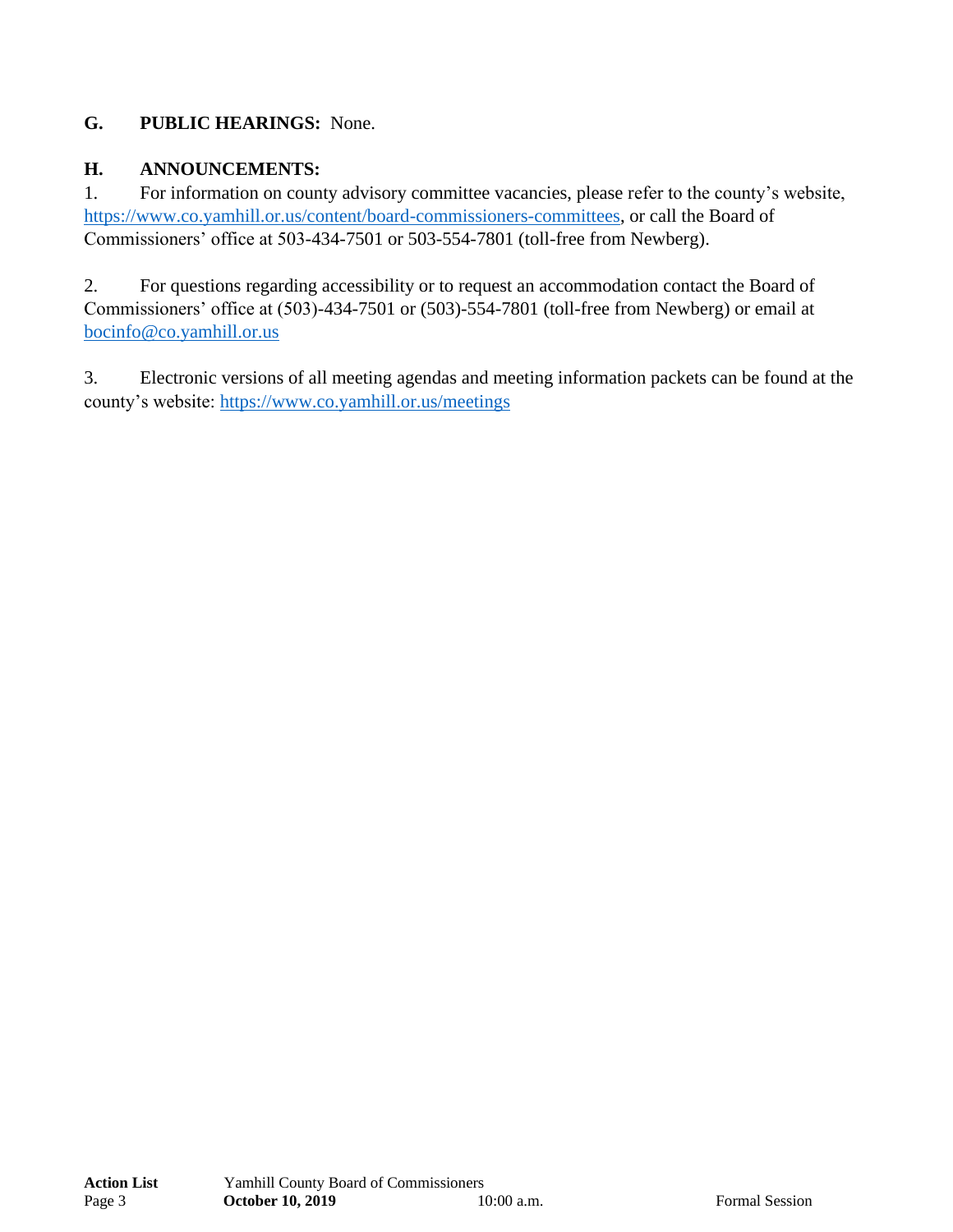**G. PUBLIC HEARINGS:** None.

**H. ANNOUNCEMENTS:**

1. For information on county advisory committee vacancies, please refer to the county's website, https://www.co.yamhill.or.us/content/board-commissioners-committees, or call the Board of Commissioners' office at 503-434-7501 or 503-554-7801 (toll-free from Newberg).

2. For questions regarding accessibility or to request an accommodation contact the Board of Commissioners' office at (503)-434-7501 or (503)-554-7801 (toll-free from Newberg) or email at bocinfo@co.yamhill.or.us

3. Electronic versions of all meeting agendas and meeting information packets can be found at the county's website: https://www.co.yamhill.or.us/meetings